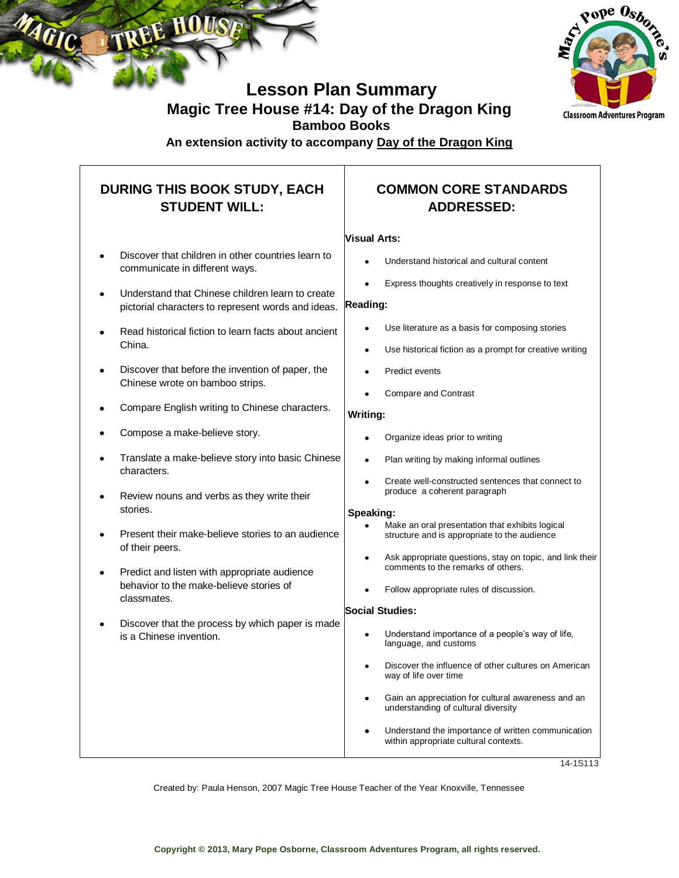# Lesson Plan Summary

## Magic Tree House #14: Day of the Dragon King

### Bamboo Books

**An extension activity to accompany Day of the Dragon King**

## DURING THIS BOOK STUDY, EACH STUDENT WILL:

- Discover that children in other countries learn to communicate in different ways.
- Understand that Chinese children learn to create pictorial characters to represent words and ideas.
- Read historical fiction to learn facts about ancient China.
- Discover that before the invention of paper, the Chinese wrote on bamboo strips.
- Compare English writing to Chinese characters.
- Compose a make-believe story.
- Translate a make-believe story into basic Chinese characters.
- Review nouns and verbs as they write their stories.
- Present their make-believe stories to an audience of their peers.
- Predict and listen with appropriate audience behavior to the make-believe stories of classmates.
- Discover that the process by which paper is made is a Chinese invention.

## COMMON CORE STANDARDS ADDRESSED:

**Visual Arts:**

- Understand historical and cultural content
- Express thoughts creatively in response to text

**Reading:**

- Use literature as a basis for composing stories
- Use historical fiction as a prompt for creative writing
- Predict events
- Compare and Contrast

**Writing:**

- Organize ideas prior to writing
- Plan writing by making informal outlines
- Create well-constructed sentences that connect to produce a coherent paragraph

**Speaking:**

- Make an oral presentation that exhibits logical structure and is appropriate to the audience
- Ask appropriate questions, stay on topic, and link their comments to the remarks of others.
- Follow appropriate rules of discussion.

**Social Studies:**

- Understand importance of a people's way of life, language, and customs
- Discover the influence of other cultures on American way of life over time
- Gain an appreciation for cultural awareness and an understanding of cultural diversity
- Understand the importance of written communication within appropriate cultural contexts.

14-1S113

Created by: Paula Henson, 2007 Magic Tree House Teacher of the Year Knoxville, Tennessee

Copyright © 2013, Mary Pope Osborne, Classroom Adventures Program, all rights reserved.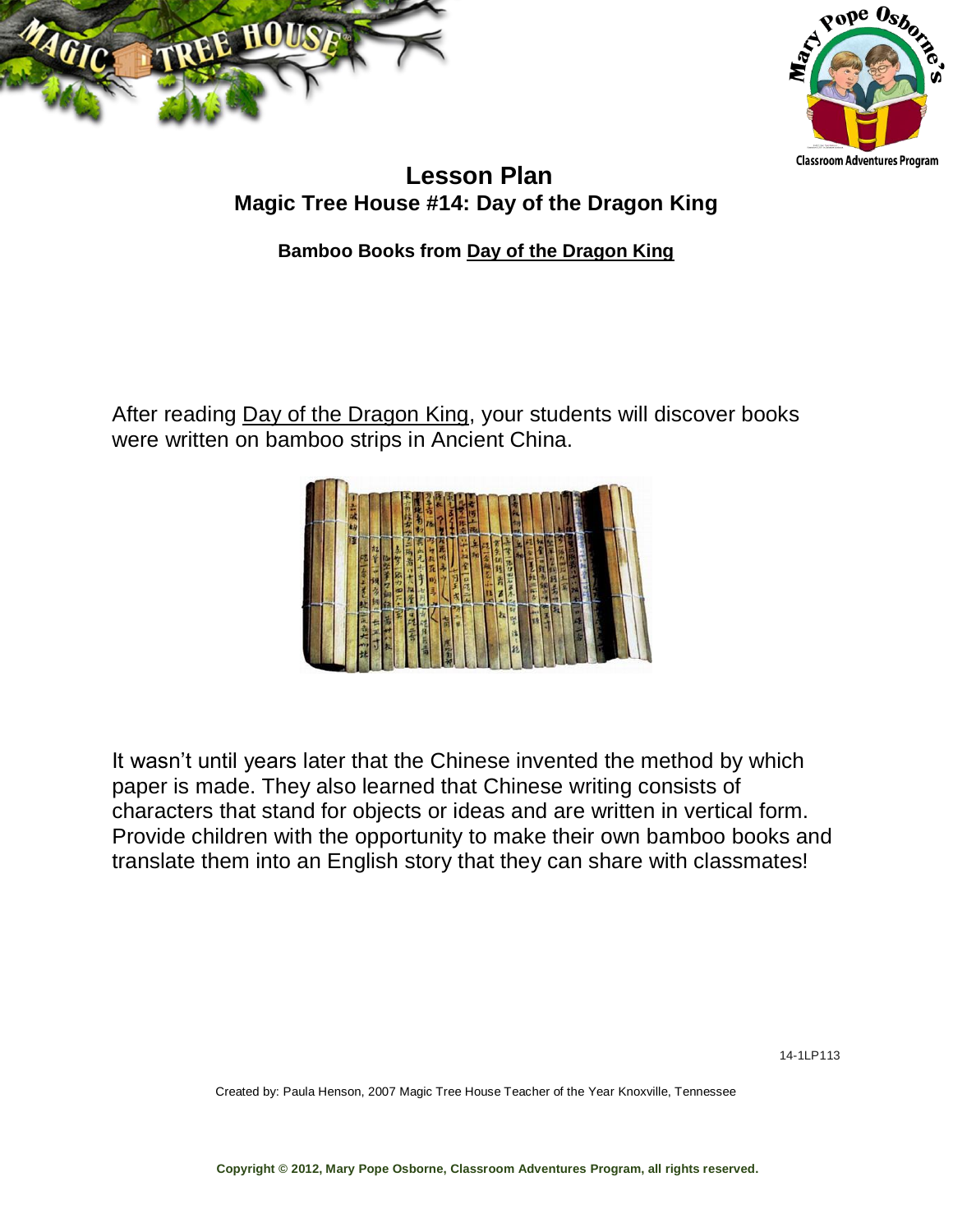# Lesson Plan

## Magic Tree House #14: Day of the Dragon King

### Bamboo Books from Day of the Dragon King

After reading Day of the Dragon King, your students will discover books were written on bamboo strips in Ancient China.

It wasn't until years later that the Chinese invented the method by which paper is made. They also learned that Chinese writing consists of characters that stand for objects or ideas and are written in vertical form. Provide children with the opportunity to make their own bamboo books and translate them into an English story that they can share with classmates!

14-1LP113

Created by: Paula Henson, 2007 Magic Tree House Teacher of the Year Knoxville, Tennessee

**Copyright © 2012, Mary Pope Osborne, Classroom Adventures Program, all rights reserved.**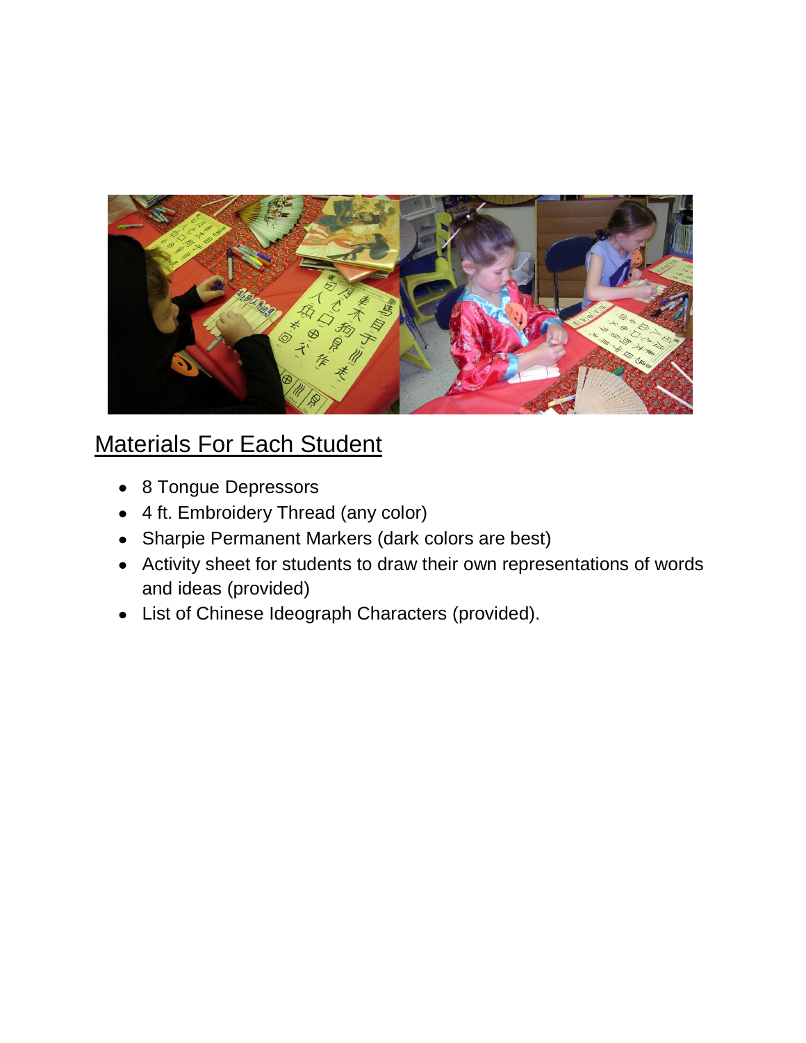## Materials For Each Student

- 8 Tongue Depressors
- 4 ft. Embroidery Thread (any color)
- Sharpie Permanent Markers (dark colors are best)
- Activity sheet for students to draw their own representations of words and ideas (provided)
- List of Chinese Ideograph Characters (provided).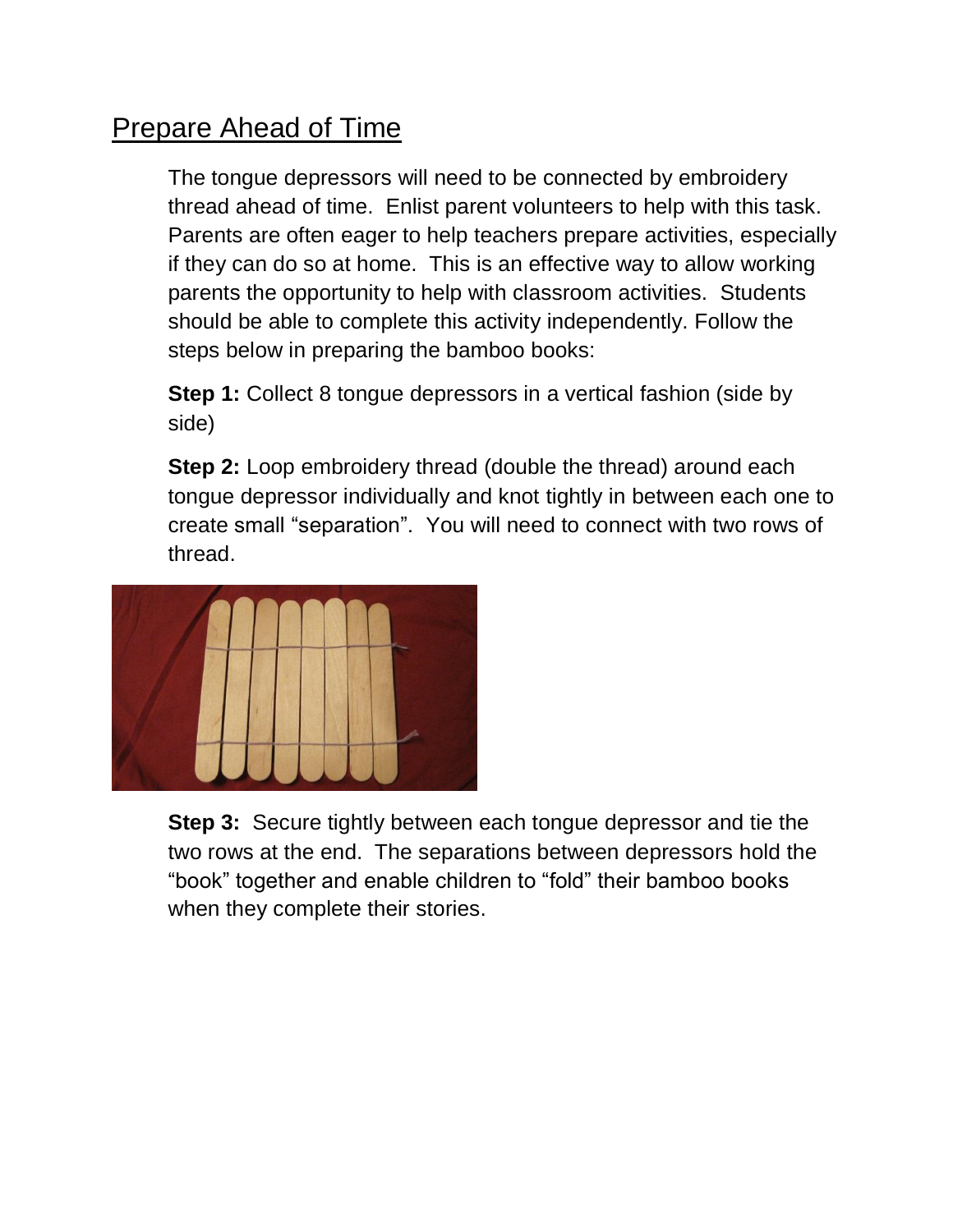## Prepare Ahead of Time

The tongue depressors will need to be connected by embroidery thread ahead of time. Enlist parent volunteers to help with this task. Parents are often eager to help teachers prepare activities, especially if they can do so at home. This is an effective way to allow working parents the opportunity to help with classroom activities. Students should be able to complete this activity independently. Follow the steps below in preparing the bamboo books:

**Step 1:** Collect 8 tongue depressors in a vertical fashion (side by side)

**Step 2:** Loop embroidery thread (double the thread) around each tongue depressor individually and knot tightly in between each one to create small "separation". You will need to connect with two rows of thread.

**Step 3:** Secure tightly between each tongue depressor and tie the two rows at the end. The separations between depressors hold the "book" together and enable children to "fold" their bamboo books when they complete their stories.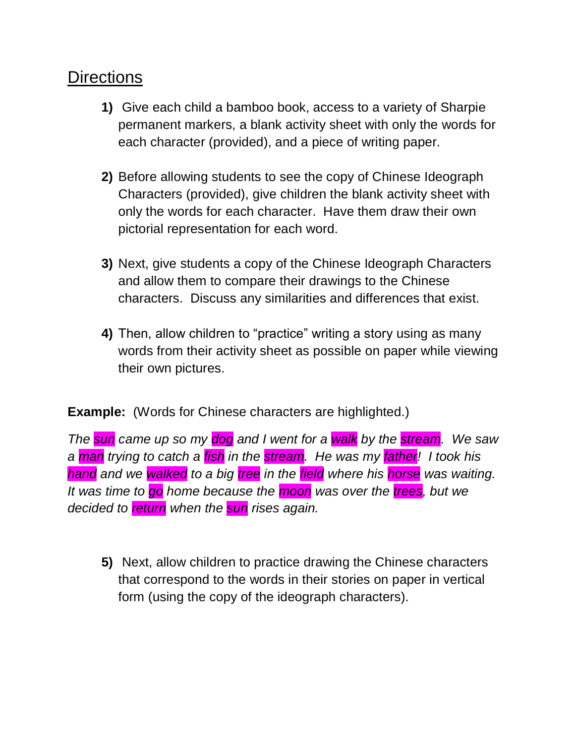## Directions

1) Give each child a bamboo book, access to a variety of Sharpie permanent markers, a blank activity sheet with only the words for each character (provided), and a piece of writing paper.

2) Before allowing students to see the copy of Chinese Ideograph Characters (provided), give children the blank activity sheet with only the words for each character. Have them draw their own pictorial representation for each word.

3) Next, give students a copy of the Chinese Ideograph Characters and allow them to compare their drawings to the Chinese characters. Discuss any similarities and differences that exist.

4) Then, allow children to "practice" writing a story using as many words from their activity sheet as possible on paper while viewing their own pictures.

**Example:** (Words for Chinese characters are highlighted.)

*The sun came up so my dog and I went for a walk by the stream. We saw a man trying to catch a fish in the stream. He was my father! I took his hand and we walked to a big tree in the field where his horse was waiting. It was time to go home because the moon was over the trees, but we decided to return when the sun rises again.*

5) Next, allow children to practice drawing the Chinese characters that correspond to the words in their stories on paper in vertical form (using the copy of the ideograph characters).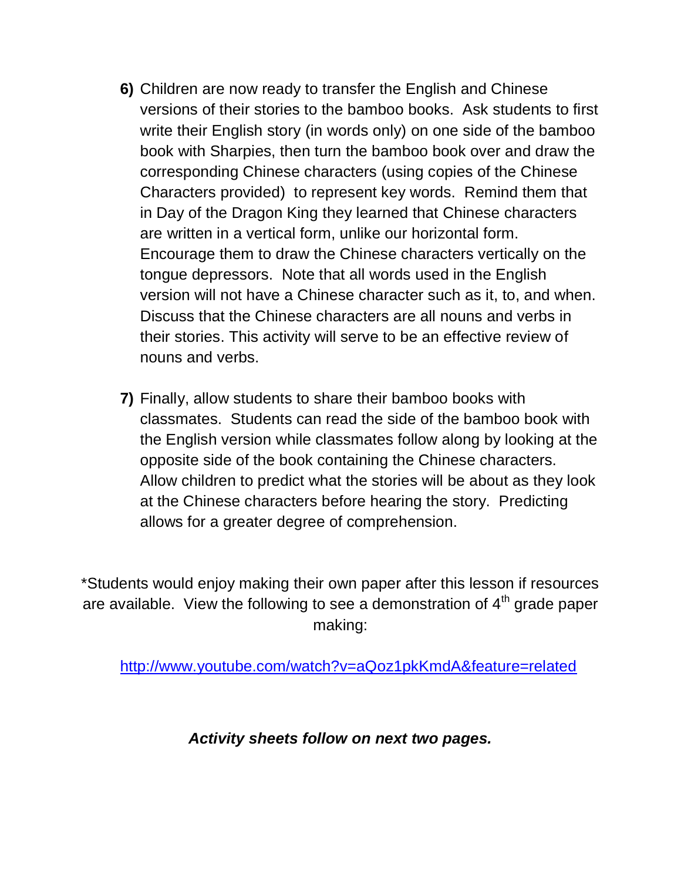6) Children are now ready to transfer the English and Chinese versions of their stories to the bamboo books. Ask students to first write their English story (in words only) on one side of the bamboo book with Sharpies, then turn the bamboo book over and draw the corresponding Chinese characters (using copies of the Chinese Characters provided) to represent key words. Remind them that in Day of the Dragon King they learned that Chinese characters are written in a vertical form, unlike our horizontal form. Encourage them to draw the Chinese characters vertically on the tongue depressors. Note that all words used in the English version will not have a Chinese character such as it, to, and when. Discuss that the Chinese characters are all nouns and verbs in their stories. This activity will serve to be an effective review of nouns and verbs.

7) Finally, allow students to share their bamboo books with classmates. Students can read the side of the bamboo book with the English version while classmates follow along by looking at the opposite side of the book containing the Chinese characters. Allow children to predict what the stories will be about as they look at the Chinese characters before hearing the story. Predicting allows for a greater degree of comprehension.

*Students would enjoy making their own paper after this lesson if resources are available. View the following to see a demonstration of 4th grade paper making:

http://www.youtube.com/watch?v=aQoz1pkKmdA&feature=related

***Activity sheets follow on next two pages.***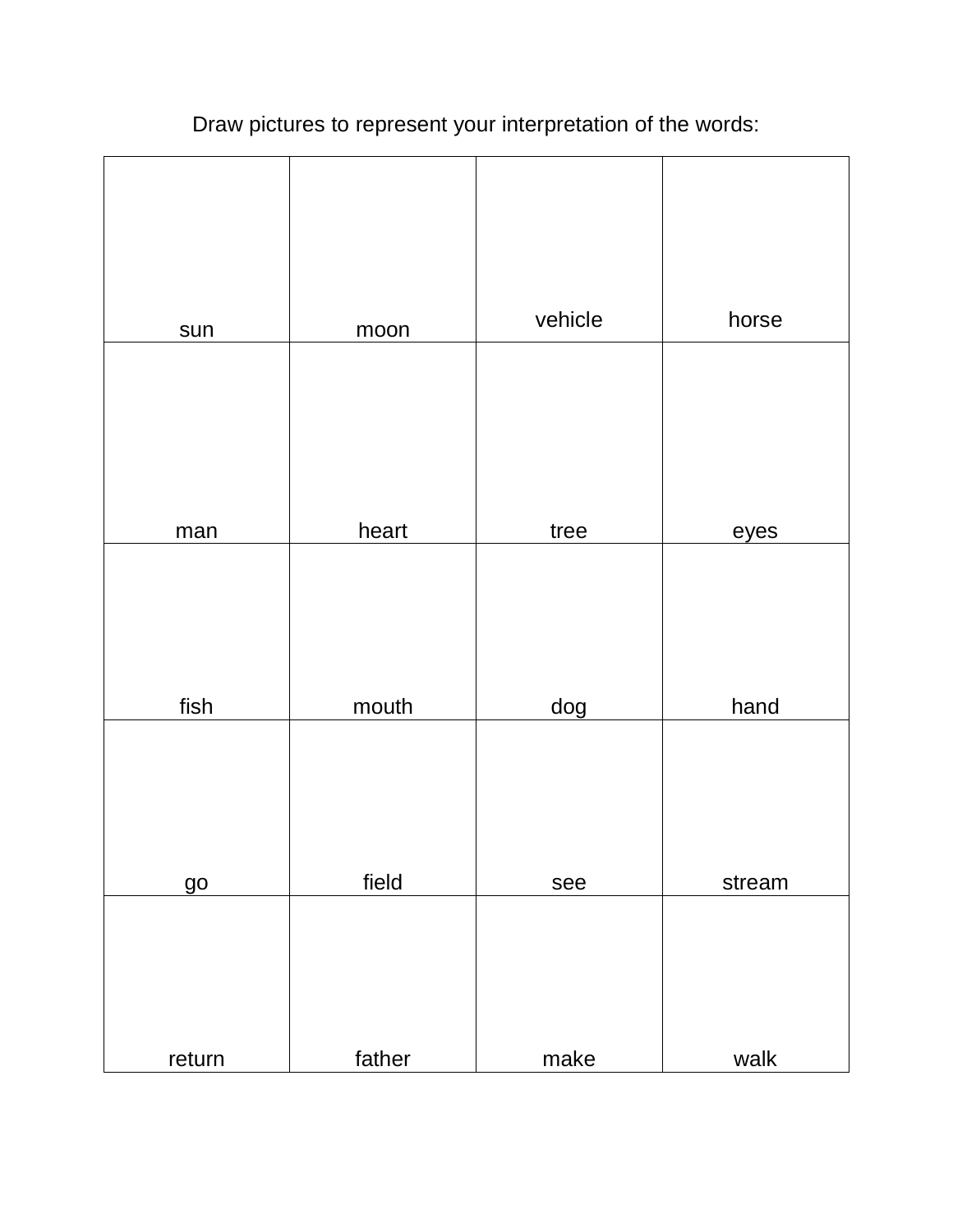Draw pictures to represent your interpretation of the words:

| | | | |
|---|---|---|---|
| sun | moon | vehicle | horse |
| man | heart | tree | eyes |
| fish | mouth | dog | hand |
| go | field | see | stream |
| return | father | make | walk |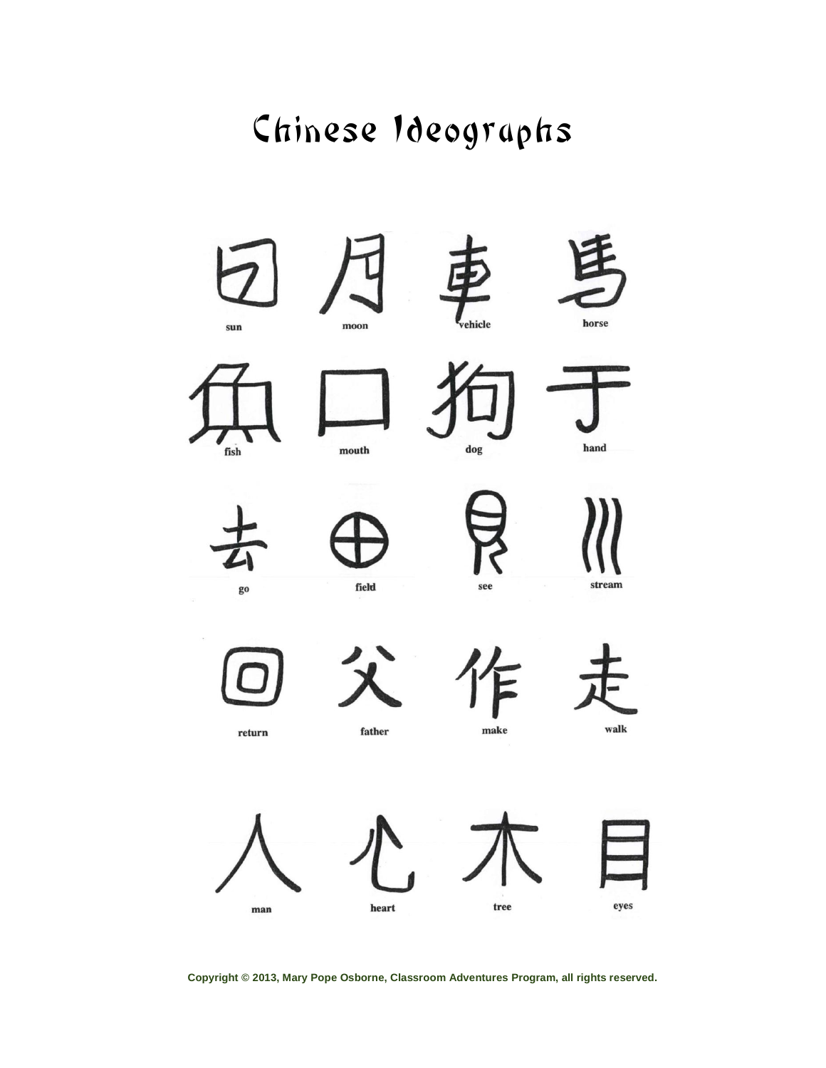# Chinese Ideographs

| | | | |
|---|---|---|---|
| 日 | 月 | 車 | 馬 |
| sun | moon | vehicle | horse |
| 魚 | 口 | 狗 | 手 |
| fish | mouth | dog | hand |
| 去 | 田 | 見 | 川 |
| go | field | see | stream |
| 回 | 父 | 作 | 走 |
| return | father | make | walk |
| 人 | 心 | 木 | 目 |
| man | heart | tree | eyes |

**Copyright © 2013, Mary Pope Osborne, Classroom Adventures Program, all rights reserved.**